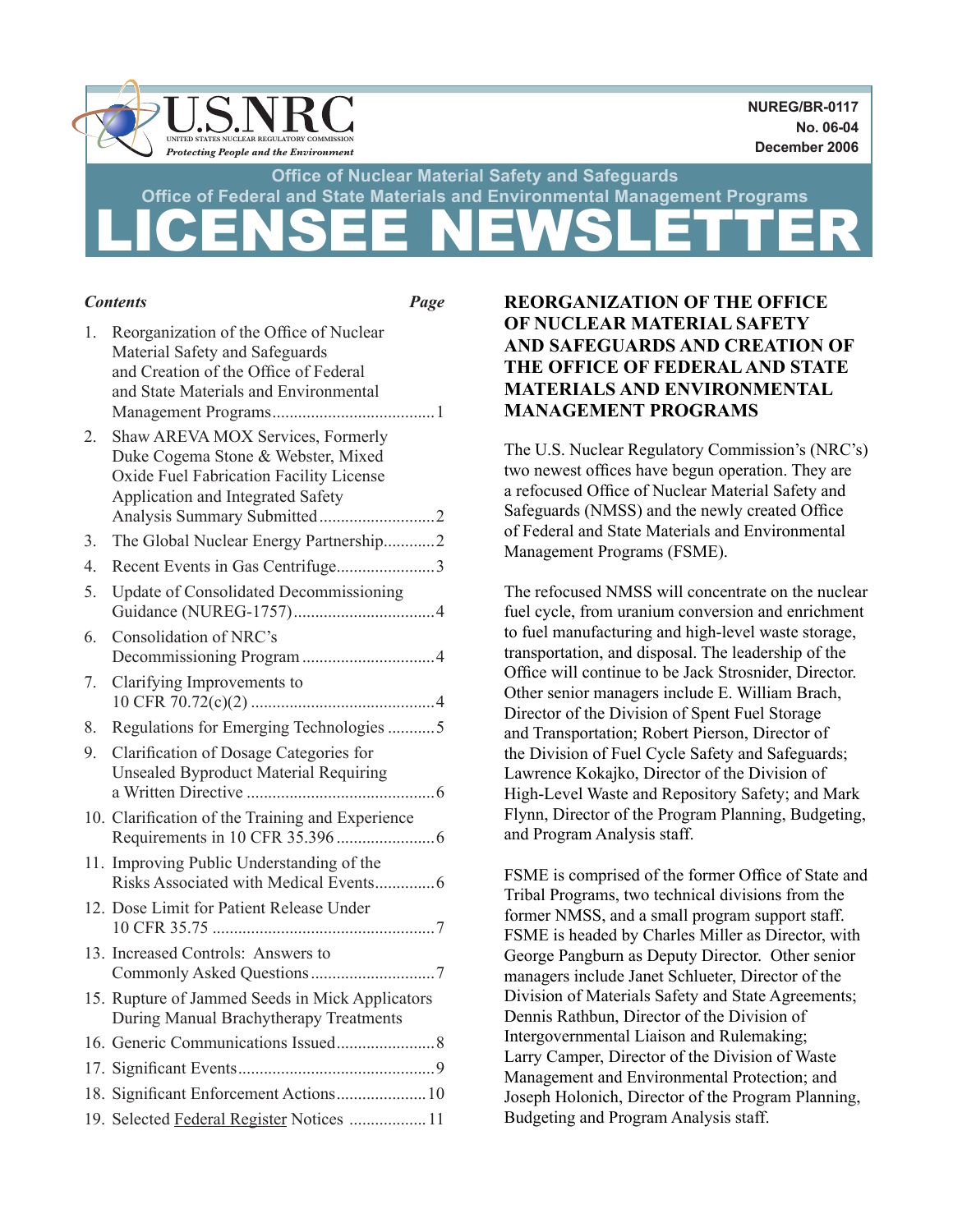U.S.NRC
UNITED STATES NUCLEAR REGULATORY COMMISSION
*Protecting People and the Environment*

**NUREG/BR-0117**
**No. 06-04**
**December 2006**

**Office of Nuclear Material Safety and Safeguards**
**Office of Federal and State Materials and Environmental Management Programs**

# LICENSEE NEWSLETTER

| *Contents* | *Page* |
|---|---|
| 1. Reorganization of the Office of Nuclear Material Safety and Safeguards and Creation of the Office of Federal and State Materials and Environmental Management Programs | 1 |
| 2. Shaw AREVA MOX Services, Formerly Duke Cogema Stone & Webster, Mixed Oxide Fuel Fabrication Facility License Application and Integrated Safety Analysis Summary Submitted | 2 |
| 3. The Global Nuclear Energy Partnership | 2 |
| 4. Recent Events in Gas Centrifuge | 3 |
| 5. Update of Consolidated Decommissioning Guidance (NUREG-1757) | 4 |
| 6. Consolidation of NRC's Decommissioning Program | 4 |
| 7. Clarifying Improvements to 10 CFR 70.72(c)(2) | 4 |
| 8. Regulations for Emerging Technologies | 5 |
| 9. Clarification of Dosage Categories for Unsealed Byproduct Material Requiring a Written Directive | 6 |
| 10. Clarification of the Training and Experience Requirements in 10 CFR 35.396 | 6 |
| 11. Improving Public Understanding of the Risks Associated with Medical Events | 6 |
| 12. Dose Limit for Patient Release Under 10 CFR 35.75 | 7 |
| 13. Increased Controls: Answers to Commonly Asked Questions | 7 |
| 15. Rupture of Jammed Seeds in Mick Applicators During Manual Brachytherapy Treatments | |
| 16. Generic Communications Issued | 8 |
| 17. Significant Events | 9 |
| 18. Significant Enforcement Actions | 10 |
| 19. Selected Federal Register Notices | 11 |

## REORGANIZATION OF THE OFFICE OF NUCLEAR MATERIAL SAFETY AND SAFEGUARDS AND CREATION OF THE OFFICE OF FEDERAL AND STATE MATERIALS AND ENVIRONMENTAL MANAGEMENT PROGRAMS

The U.S. Nuclear Regulatory Commission's (NRC's) two newest offices have begun operation. They are a refocused Office of Nuclear Material Safety and Safeguards (NMSS) and the newly created Office of Federal and State Materials and Environmental Management Programs (FSME).

The refocused NMSS will concentrate on the nuclear fuel cycle, from uranium conversion and enrichment to fuel manufacturing and high-level waste storage, transportation, and disposal. The leadership of the Office will continue to be Jack Strosnider, Director. Other senior managers include E. William Brach, Director of the Division of Spent Fuel Storage and Transportation; Robert Pierson, Director of the Division of Fuel Cycle Safety and Safeguards; Lawrence Kokajko, Director of the Division of High-Level Waste and Repository Safety; and Mark Flynn, Director of the Program Planning, Budgeting, and Program Analysis staff.

FSME is comprised of the former Office of State and Tribal Programs, two technical divisions from the former NMSS, and a small program support staff. FSME is headed by Charles Miller as Director, with George Pangburn as Deputy Director. Other senior managers include Janet Schlueter, Director of the Division of Materials Safety and State Agreements; Dennis Rathbun, Director of the Division of Intergovernmental Liaison and Rulemaking; Larry Camper, Director of the Division of Waste Management and Environmental Protection; and Joseph Holonich, Director of the Program Planning, Budgeting and Program Analysis staff.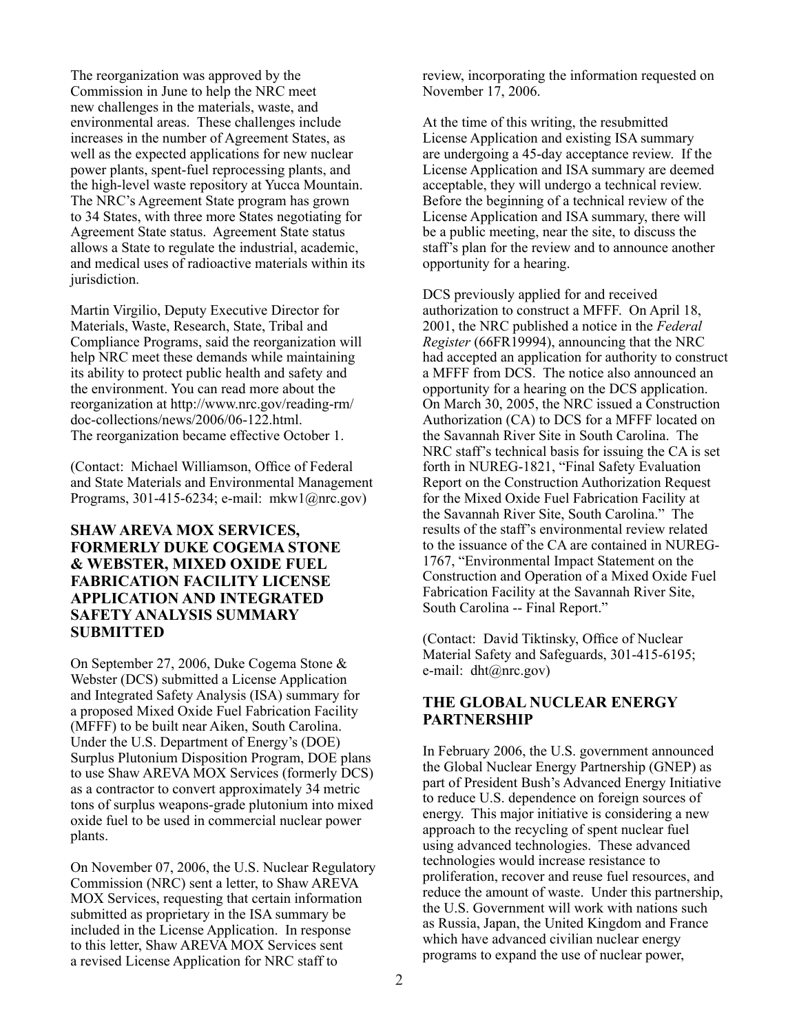The reorganization was approved by the Commission in June to help the NRC meet new challenges in the materials, waste, and environmental areas. These challenges include increases in the number of Agreement States, as well as the expected applications for new nuclear power plants, spent-fuel reprocessing plants, and the high-level waste repository at Yucca Mountain. The NRC's Agreement State program has grown to 34 States, with three more States negotiating for Agreement State status. Agreement State status allows a State to regulate the industrial, academic, and medical uses of radioactive materials within its jurisdiction.

Martin Virgilio, Deputy Executive Director for Materials, Waste, Research, State, Tribal and Compliance Programs, said the reorganization will help NRC meet these demands while maintaining its ability to protect public health and safety and the environment. You can read more about the reorganization at http://www.nrc.gov/reading-rm/doc-collections/news/2006/06-122.html. The reorganization became effective October 1.

(Contact: Michael Williamson, Office of Federal and State Materials and Environmental Management Programs, 301-415-6234; e-mail: mkw1@nrc.gov)

## SHAW AREVA MOX SERVICES, FORMERLY DUKE COGEMA STONE & WEBSTER, MIXED OXIDE FUEL FABRICATION FACILITY LICENSE APPLICATION AND INTEGRATED SAFETY ANALYSIS SUMMARY SUBMITTED

On September 27, 2006, Duke Cogema Stone & Webster (DCS) submitted a License Application and Integrated Safety Analysis (ISA) summary for a proposed Mixed Oxide Fuel Fabrication Facility (MFFF) to be built near Aiken, South Carolina. Under the U.S. Department of Energy's (DOE) Surplus Plutonium Disposition Program, DOE plans to use Shaw AREVA MOX Services (formerly DCS) as a contractor to convert approximately 34 metric tons of surplus weapons-grade plutonium into mixed oxide fuel to be used in commercial nuclear power plants.

On November 07, 2006, the U.S. Nuclear Regulatory Commission (NRC) sent a letter, to Shaw AREVA MOX Services, requesting that certain information submitted as proprietary in the ISA summary be included in the License Application. In response to this letter, Shaw AREVA MOX Services sent a revised License Application for NRC staff to review, incorporating the information requested on November 17, 2006.

At the time of this writing, the resubmitted License Application and existing ISA summary are undergoing a 45-day acceptance review. If the License Application and ISA summary are deemed acceptable, they will undergo a technical review. Before the beginning of a technical review of the License Application and ISA summary, there will be a public meeting, near the site, to discuss the staff's plan for the review and to announce another opportunity for a hearing.

DCS previously applied for and received authorization to construct a MFFF. On April 18, 2001, the NRC published a notice in the *Federal Register* (66FR19994), announcing that the NRC had accepted an application for authority to construct a MFFF from DCS. The notice also announced an opportunity for a hearing on the DCS application. On March 30, 2005, the NRC issued a Construction Authorization (CA) to DCS for a MFFF located on the Savannah River Site in South Carolina. The NRC staff's technical basis for issuing the CA is set forth in NUREG-1821, "Final Safety Evaluation Report on the Construction Authorization Request for the Mixed Oxide Fuel Fabrication Facility at the Savannah River Site, South Carolina." The results of the staff's environmental review related to the issuance of the CA are contained in NUREG-1767, "Environmental Impact Statement on the Construction and Operation of a Mixed Oxide Fuel Fabrication Facility at the Savannah River Site, South Carolina -- Final Report."

(Contact: David Tiktinsky, Office of Nuclear Material Safety and Safeguards, 301-415-6195; e-mail: dht@nrc.gov)

## THE GLOBAL NUCLEAR ENERGY PARTNERSHIP

In February 2006, the U.S. government announced the Global Nuclear Energy Partnership (GNEP) as part of President Bush's Advanced Energy Initiative to reduce U.S. dependence on foreign sources of energy. This major initiative is considering a new approach to the recycling of spent nuclear fuel using advanced technologies. These advanced technologies would increase resistance to proliferation, recover and reuse fuel resources, and reduce the amount of waste. Under this partnership, the U.S. Government will work with nations such as Russia, Japan, the United Kingdom and France which have advanced civilian nuclear energy programs to expand the use of nuclear power,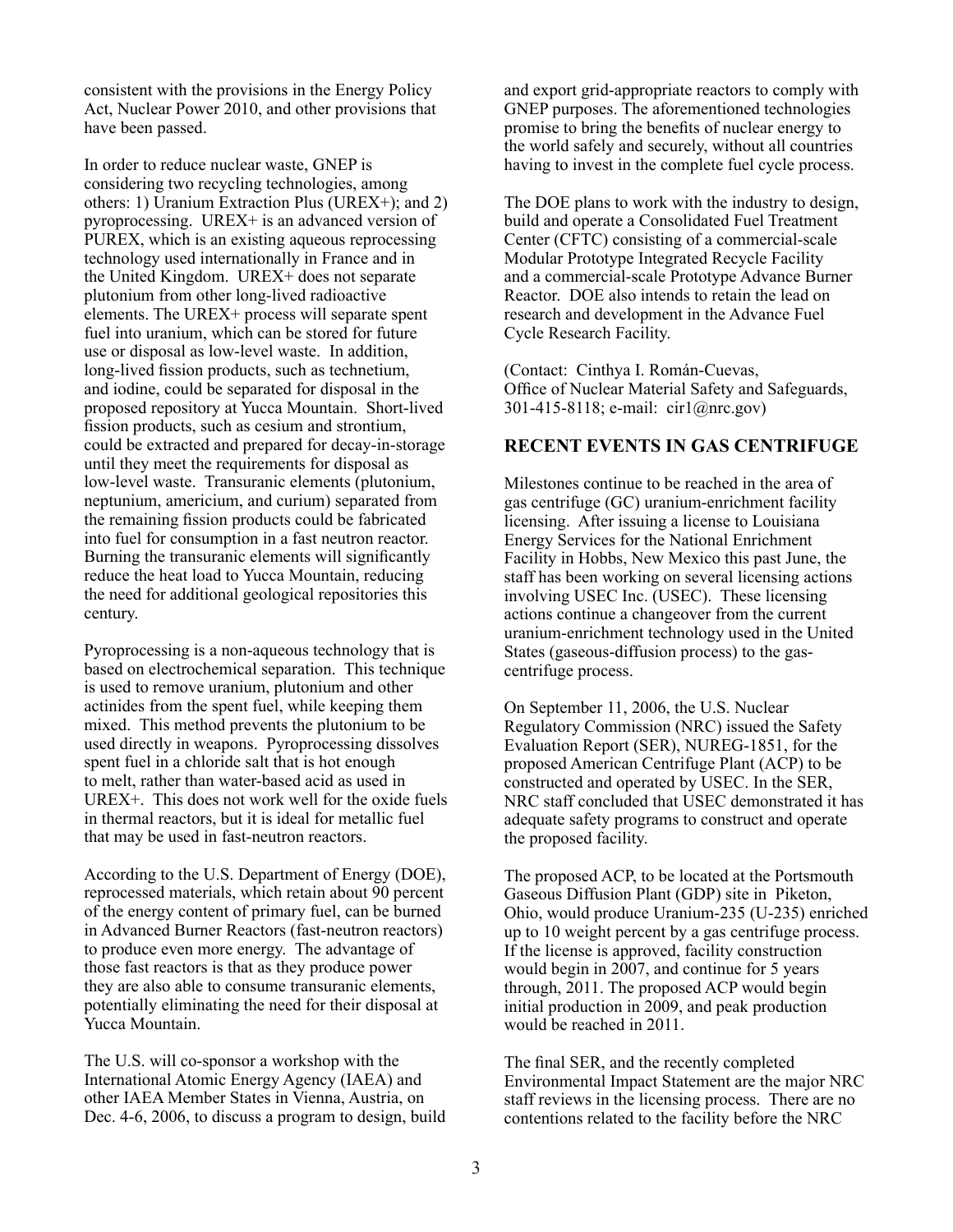consistent with the provisions in the Energy Policy Act, Nuclear Power 2010, and other provisions that have been passed.

In order to reduce nuclear waste, GNEP is considering two recycling technologies, among others: 1) Uranium Extraction Plus (UREX+); and 2) pyroprocessing. UREX+ is an advanced version of PUREX, which is an existing aqueous reprocessing technology used internationally in France and in the United Kingdom. UREX+ does not separate plutonium from other long-lived radioactive elements. The UREX+ process will separate spent fuel into uranium, which can be stored for future use or disposal as low-level waste. In addition, long-lived fission products, such as technetium, and iodine, could be separated for disposal in the proposed repository at Yucca Mountain. Short-lived fission products, such as cesium and strontium, could be extracted and prepared for decay-in-storage until they meet the requirements for disposal as low-level waste. Transuranic elements (plutonium, neptunium, americium, and curium) separated from the remaining fission products could be fabricated into fuel for consumption in a fast neutron reactor. Burning the transuranic elements will significantly reduce the heat load to Yucca Mountain, reducing the need for additional geological repositories this century.

Pyroprocessing is a non-aqueous technology that is based on electrochemical separation. This technique is used to remove uranium, plutonium and other actinides from the spent fuel, while keeping them mixed. This method prevents the plutonium to be used directly in weapons. Pyroprocessing dissolves spent fuel in a chloride salt that is hot enough to melt, rather than water-based acid as used in UREX+. This does not work well for the oxide fuels in thermal reactors, but it is ideal for metallic fuel that may be used in fast-neutron reactors.

According to the U.S. Department of Energy (DOE), reprocessed materials, which retain about 90 percent of the energy content of primary fuel, can be burned in Advanced Burner Reactors (fast-neutron reactors) to produce even more energy. The advantage of those fast reactors is that as they produce power they are also able to consume transuranic elements, potentially eliminating the need for their disposal at Yucca Mountain.

The U.S. will co-sponsor a workshop with the International Atomic Energy Agency (IAEA) and other IAEA Member States in Vienna, Austria, on Dec. 4-6, 2006, to discuss a program to design, build and export grid-appropriate reactors to comply with GNEP purposes. The aforementioned technologies promise to bring the benefits of nuclear energy to the world safely and securely, without all countries having to invest in the complete fuel cycle process.

The DOE plans to work with the industry to design, build and operate a Consolidated Fuel Treatment Center (CFTC) consisting of a commercial-scale Modular Prototype Integrated Recycle Facility and a commercial-scale Prototype Advance Burner Reactor. DOE also intends to retain the lead on research and development in the Advance Fuel Cycle Research Facility.

(Contact: Cinthya I. Román-Cuevas, Office of Nuclear Material Safety and Safeguards, 301-415-8118; e-mail: cir1@nrc.gov)

## RECENT EVENTS IN GAS CENTRIFUGE

Milestones continue to be reached in the area of gas centrifuge (GC) uranium-enrichment facility licensing. After issuing a license to Louisiana Energy Services for the National Enrichment Facility in Hobbs, New Mexico this past June, the staff has been working on several licensing actions involving USEC Inc. (USEC). These licensing actions continue a changeover from the current uranium-enrichment technology used in the United States (gaseous-diffusion process) to the gas-centrifuge process.

On September 11, 2006, the U.S. Nuclear Regulatory Commission (NRC) issued the Safety Evaluation Report (SER), NUREG-1851, for the proposed American Centrifuge Plant (ACP) to be constructed and operated by USEC. In the SER, NRC staff concluded that USEC demonstrated it has adequate safety programs to construct and operate the proposed facility.

The proposed ACP, to be located at the Portsmouth Gaseous Diffusion Plant (GDP) site in Piketon, Ohio, would produce Uranium-235 (U-235) enriched up to 10 weight percent by a gas centrifuge process. If the license is approved, facility construction would begin in 2007, and continue for 5 years through, 2011. The proposed ACP would begin initial production in 2009, and peak production would be reached in 2011.

The final SER, and the recently completed Environmental Impact Statement are the major NRC staff reviews in the licensing process. There are no contentions related to the facility before the NRC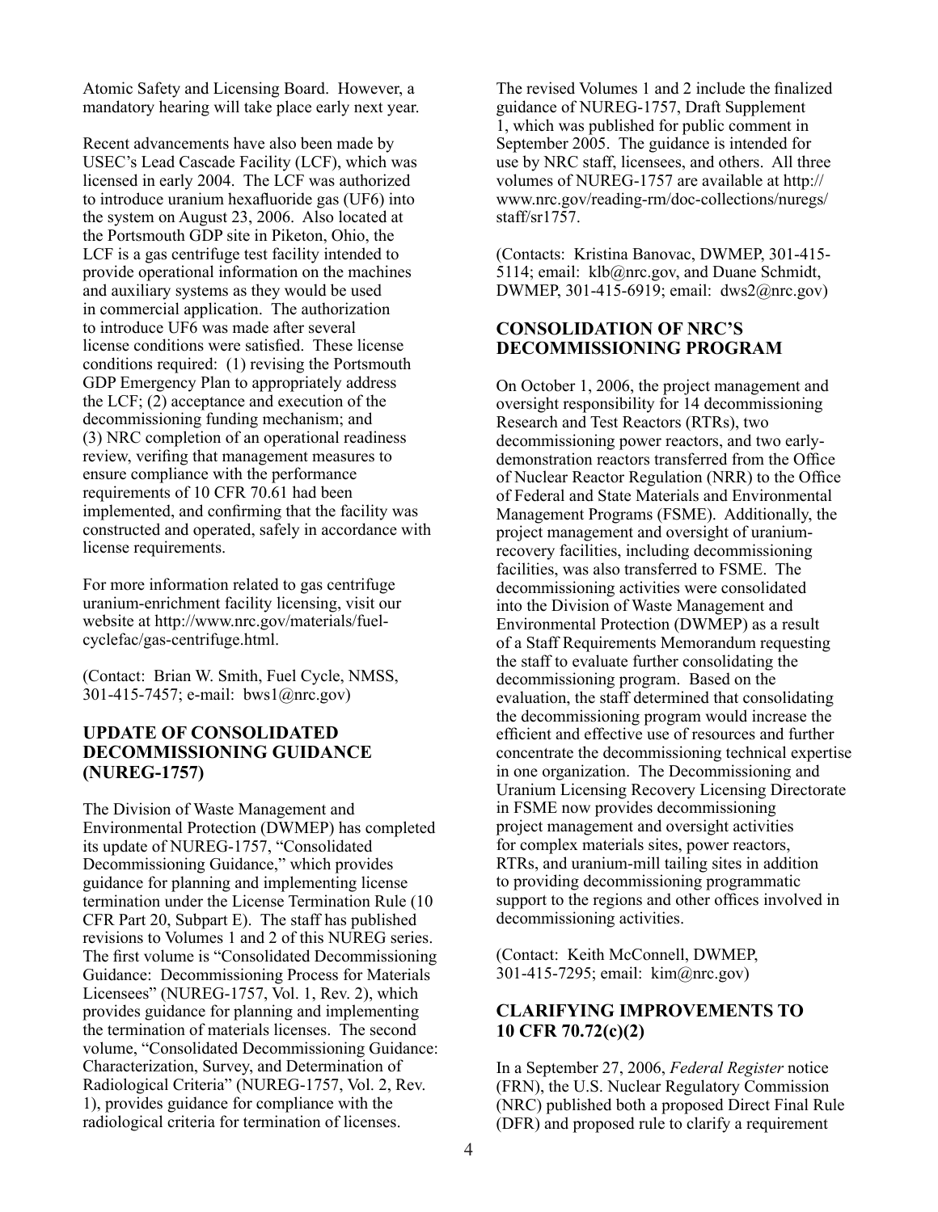Atomic Safety and Licensing Board. However, a mandatory hearing will take place early next year.

Recent advancements have also been made by USEC's Lead Cascade Facility (LCF), which was licensed in early 2004. The LCF was authorized to introduce uranium hexafluoride gas ($UF_6$) into the system on August 23, 2006. Also located at the Portsmouth GDP site in Piketon, Ohio, the LCF is a gas centrifuge test facility intended to provide operational information on the machines and auxiliary systems as they would be used in commercial application. The authorization to introduce $UF_6$ was made after several license conditions were satisfied. These license conditions required: (1) revising the Portsmouth GDP Emergency Plan to appropriately address the LCF; (2) acceptance and execution of the decommissioning funding mechanism; and (3) NRC completion of an operational readiness review, verifing that management measures to ensure compliance with the performance requirements of 10 CFR 70.61 had been implemented, and confirming that the facility was constructed and operated, safely in accordance with license requirements.

For more information related to gas centrifuge uranium-enrichment facility licensing, visit our website at http://www.nrc.gov/materials/fuel-cyclefac/gas-centrifuge.html.

(Contact: Brian W. Smith, Fuel Cycle, NMSS, 301-415-7457; e-mail: bws1@nrc.gov)

## UPDATE OF CONSOLIDATED DECOMMISSIONING GUIDANCE (NUREG-1757)

The Division of Waste Management and Environmental Protection (DWMEP) has completed its update of NUREG-1757, "Consolidated Decommissioning Guidance," which provides guidance for planning and implementing license termination under the License Termination Rule (10 CFR Part 20, Subpart E). The staff has published revisions to Volumes 1 and 2 of this NUREG series. The first volume is "Consolidated Decommissioning Guidance: Decommissioning Process for Materials Licensees" (NUREG-1757, Vol. 1, Rev. 2), which provides guidance for planning and implementing the termination of materials licenses. The second volume, "Consolidated Decommissioning Guidance: Characterization, Survey, and Determination of Radiological Criteria" (NUREG-1757, Vol. 2, Rev. 1), provides guidance for compliance with the radiological criteria for termination of licenses.

The revised Volumes 1 and 2 include the finalized guidance of NUREG-1757, Draft Supplement 1, which was published for public comment in September 2005. The guidance is intended for use by NRC staff, licensees, and others. All three volumes of NUREG-1757 are available at http://www.nrc.gov/reading-rm/doc-collections/nuregs/staff/sr1757.

(Contacts: Kristina Banovac, DWMEP, 301-415-5114; email: klb@nrc.gov, and Duane Schmidt, DWMEP, 301-415-6919; email: dws2@nrc.gov)

## CONSOLIDATION OF NRC'S DECOMMISSIONING PROGRAM

On October 1, 2006, the project management and oversight responsibility for 14 decommissioning Research and Test Reactors (RTRs), two decommissioning power reactors, and two early-demonstration reactors transferred from the Office of Nuclear Reactor Regulation (NRR) to the Office of Federal and State Materials and Environmental Management Programs (FSME). Additionally, the project management and oversight of uranium-recovery facilities, including decommissioning facilities, was also transferred to FSME. The decommissioning activities were consolidated into the Division of Waste Management and Environmental Protection (DWMEP) as a result of a Staff Requirements Memorandum requesting the staff to evaluate further consolidating the decommissioning program. Based on the evaluation, the staff determined that consolidating the decommissioning program would increase the efficient and effective use of resources and further concentrate the decommissioning technical expertise in one organization. The Decommissioning and Uranium Licensing Recovery Licensing Directorate in FSME now provides decommissioning project management and oversight activities for complex materials sites, power reactors, RTRs, and uranium-mill tailing sites in addition to providing decommissioning programmatic support to the regions and other offices involved in decommissioning activities.

(Contact: Keith McConnell, DWMEP, 301-415-7295; email: kim@nrc.gov)

## CLARIFYING IMPROVEMENTS TO 10 CFR 70.72(c)(2)

In a September 27, 2006, *Federal Register* notice (FRN), the U.S. Nuclear Regulatory Commission (NRC) published both a proposed Direct Final Rule (DFR) and proposed rule to clarify a requirement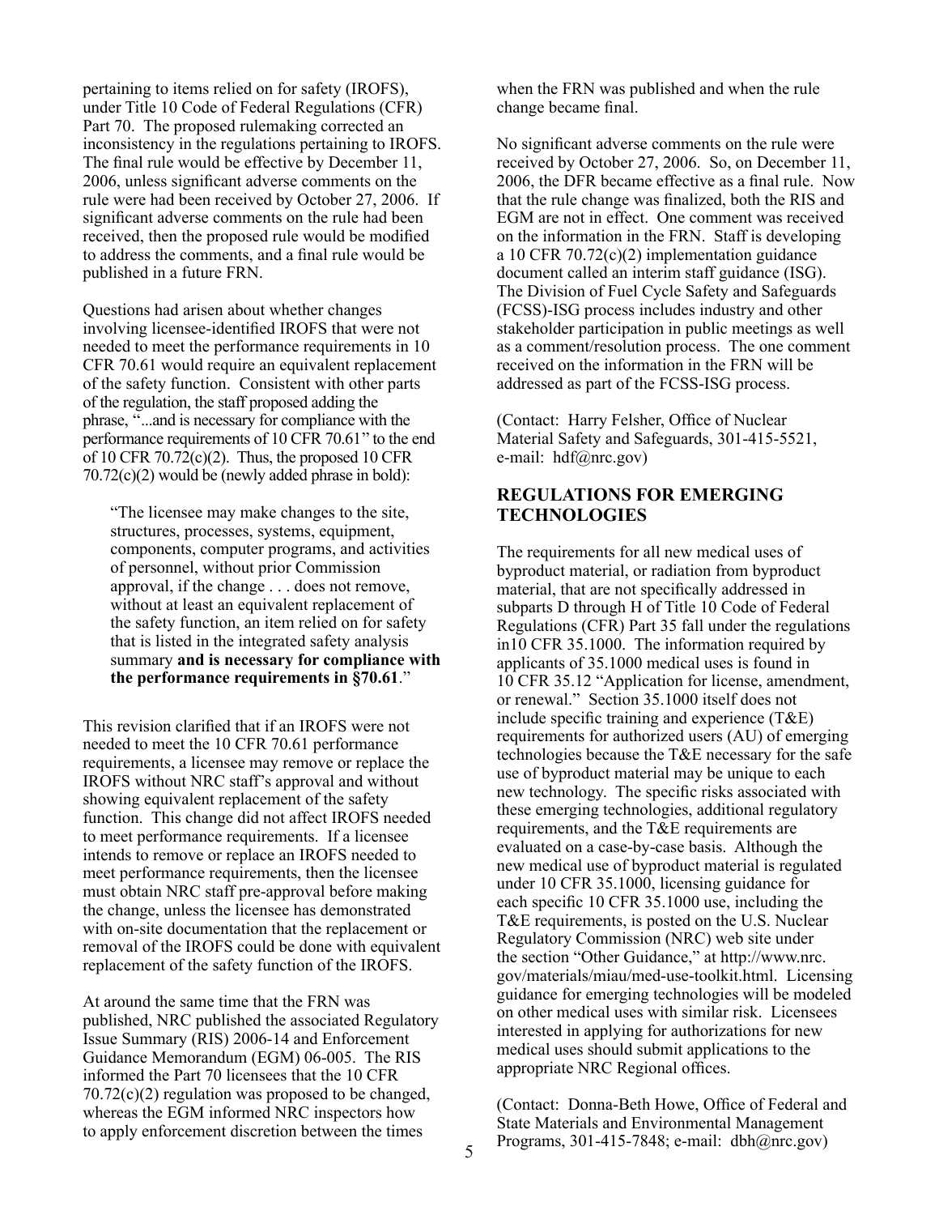pertaining to items relied on for safety (IROFS), under Title 10 Code of Federal Regulations (CFR) Part 70. The proposed rulemaking corrected an inconsistency in the regulations pertaining to IROFS. The final rule would be effective by December 11, 2006, unless significant adverse comments on the rule were had been received by October 27, 2006. If significant adverse comments on the rule had been received, then the proposed rule would be modified to address the comments, and a final rule would be published in a future FRN.

Questions had arisen about whether changes involving licensee-identified IROFS that were not needed to meet the performance requirements in 10 CFR 70.61 would require an equivalent replacement of the safety function. Consistent with other parts of the regulation, the staff proposed adding the phrase, "...and is necessary for compliance with the performance requirements of 10 CFR 70.61" to the end of 10 CFR 70.72(c)(2). Thus, the proposed 10 CFR 70.72(c)(2) would be (newly added phrase in bold):

> "The licensee may make changes to the site, structures, processes, systems, equipment, components, computer programs, and activities of personnel, without prior Commission approval, if the change . . . does not remove, without at least an equivalent replacement of the safety function, an item relied on for safety that is listed in the integrated safety analysis summary **and is necessary for compliance with the performance requirements in §70.61**."

This revision clarified that if an IROFS were not needed to meet the 10 CFR 70.61 performance requirements, a licensee may remove or replace the IROFS without NRC staff's approval and without showing equivalent replacement of the safety function. This change did not affect IROFS needed to meet performance requirements. If a licensee intends to remove or replace an IROFS needed to meet performance requirements, then the licensee must obtain NRC staff pre-approval before making the change, unless the licensee has demonstrated with on-site documentation that the replacement or removal of the IROFS could be done with equivalent replacement of the safety function of the IROFS.

At around the same time that the FRN was published, NRC published the associated Regulatory Issue Summary (RIS) 2006-14 and Enforcement Guidance Memorandum (EGM) 06-005. The RIS informed the Part 70 licensees that the 10 CFR 70.72(c)(2) regulation was proposed to be changed, whereas the EGM informed NRC inspectors how to apply enforcement discretion between the times when the FRN was published and when the rule change became final.

No significant adverse comments on the rule were received by October 27, 2006. So, on December 11, 2006, the DFR became effective as a final rule. Now that the rule change was finalized, both the RIS and EGM are not in effect. One comment was received on the information in the FRN. Staff is developing a 10 CFR 70.72(c)(2) implementation guidance document called an interim staff guidance (ISG). The Division of Fuel Cycle Safety and Safeguards (FCSS)-ISG process includes industry and other stakeholder participation in public meetings as well as a comment/resolution process. The one comment received on the information in the FRN will be addressed as part of the FCSS-ISG process.

(Contact: Harry Felsher, Office of Nuclear Material Safety and Safeguards, 301-415-5521, e-mail: hdf@nrc.gov)

## REGULATIONS FOR EMERGING TECHNOLOGIES

The requirements for all new medical uses of byproduct material, or radiation from byproduct material, that are not specifically addressed in subparts D through H of Title 10 Code of Federal Regulations (CFR) Part 35 fall under the regulations in10 CFR 35.1000. The information required by applicants of 35.1000 medical uses is found in 10 CFR 35.12 "Application for license, amendment, or renewal." Section 35.1000 itself does not include specific training and experience (T&E) requirements for authorized users (AU) of emerging technologies because the T&E necessary for the safe use of byproduct material may be unique to each new technology. The specific risks associated with these emerging technologies, additional regulatory requirements, and the T&E requirements are evaluated on a case-by-case basis. Although the new medical use of byproduct material is regulated under 10 CFR 35.1000, licensing guidance for each specific 10 CFR 35.1000 use, including the T&E requirements, is posted on the U.S. Nuclear Regulatory Commission (NRC) web site under the section "Other Guidance," at http://www.nrc.gov/materials/miau/med-use-toolkit.html. Licensing guidance for emerging technologies will be modeled on other medical uses with similar risk. Licensees interested in applying for authorizations for new medical uses should submit applications to the appropriate NRC Regional offices.

(Contact: Donna-Beth Howe, Office of Federal and State Materials and Environmental Management Programs, 301-415-7848; e-mail: dbh@nrc.gov)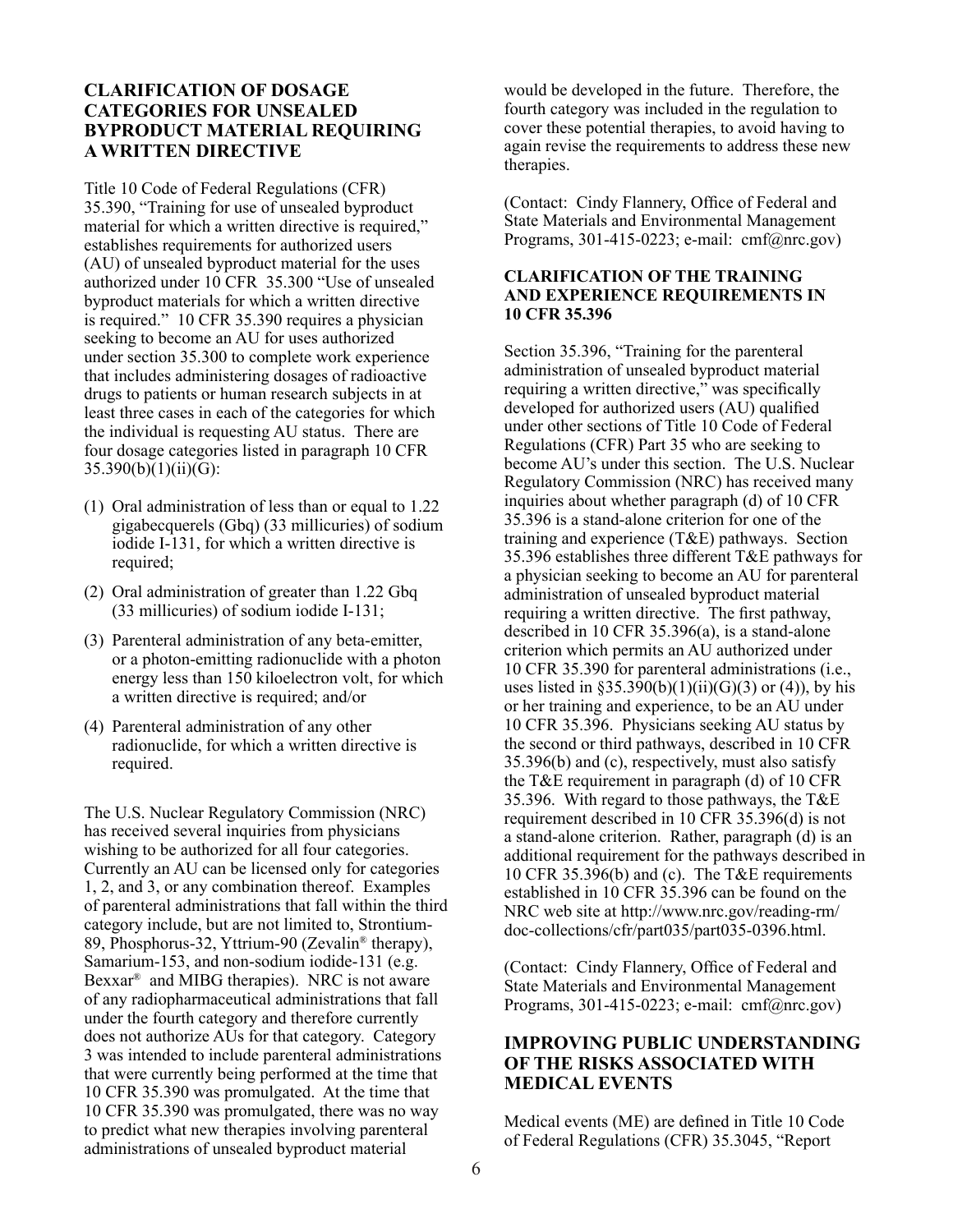## CLARIFICATION OF DOSAGE CATEGORIES FOR UNSEALED BYPRODUCT MATERIAL REQUIRING A WRITTEN DIRECTIVE

Title 10 Code of Federal Regulations (CFR) 35.390, "Training for use of unsealed byproduct material for which a written directive is required," establishes requirements for authorized users (AU) of unsealed byproduct material for the uses authorized under 10 CFR 35.300 "Use of unsealed byproduct materials for which a written directive is required." 10 CFR 35.390 requires a physician seeking to become an AU for uses authorized under section 35.300 to complete work experience that includes administering dosages of radioactive drugs to patients or human research subjects in at least three cases in each of the categories for which the individual is requesting AU status. There are four dosage categories listed in paragraph 10 CFR 35.390(b)(1)(ii)(G):

(1) Oral administration of less than or equal to 1.22 gigabecquerels (Gbq) (33 millicuries) of sodium iodide I-131, for which a written directive is required;

(2) Oral administration of greater than 1.22 Gbq (33 millicuries) of sodium iodide I-131;

(3) Parenteral administration of any beta-emitter, or a photon-emitting radionuclide with a photon energy less than 150 kiloelectron volt, for which a written directive is required; and/or

(4) Parenteral administration of any other radionuclide, for which a written directive is required.

The U.S. Nuclear Regulatory Commission (NRC) has received several inquiries from physicians wishing to be authorized for all four categories. Currently an AU can be licensed only for categories 1, 2, and 3, or any combination thereof. Examples of parenteral administrations that fall within the third category include, but are not limited to, Strontium-89, Phosphorus-32, Yttrium-90 (Zevalin® therapy), Samarium-153, and non-sodium iodide-131 (e.g. Bexxar® and MIBG therapies). NRC is not aware of any radiopharmaceutical administrations that fall under the fourth category and therefore currently does not authorize AUs for that category. Category 3 was intended to include parenteral administrations that were currently being performed at the time that 10 CFR 35.390 was promulgated. At the time that 10 CFR 35.390 was promulgated, there was no way to predict what new therapies involving parenteral administrations of unsealed byproduct material would be developed in the future. Therefore, the fourth category was included in the regulation to cover these potential therapies, to avoid having to again revise the requirements to address these new therapies.

(Contact: Cindy Flannery, Office of Federal and State Materials and Environmental Management Programs, 301-415-0223; e-mail: cmf@nrc.gov)

## CLARIFICATION OF THE TRAINING AND EXPERIENCE REQUIREMENTS IN 10 CFR 35.396

Section 35.396, "Training for the parenteral administration of unsealed byproduct material requiring a written directive," was specifically developed for authorized users (AU) qualified under other sections of Title 10 Code of Federal Regulations (CFR) Part 35 who are seeking to become AU's under this section. The U.S. Nuclear Regulatory Commission (NRC) has received many inquiries about whether paragraph (d) of 10 CFR 35.396 is a stand-alone criterion for one of the training and experience (T&E) pathways. Section 35.396 establishes three different T&E pathways for a physician seeking to become an AU for parenteral administration of unsealed byproduct material requiring a written directive. The first pathway, described in 10 CFR 35.396(a), is a stand-alone criterion which permits an AU authorized under 10 CFR 35.390 for parenteral administrations (i.e., uses listed in §35.390(b)(1)(ii)(G)(3) or (4)), by his or her training and experience, to be an AU under 10 CFR 35.396. Physicians seeking AU status by the second or third pathways, described in 10 CFR 35.396(b) and (c), respectively, must also satisfy the T&E requirement in paragraph (d) of 10 CFR 35.396. With regard to those pathways, the T&E requirement described in 10 CFR 35.396(d) is not a stand-alone criterion. Rather, paragraph (d) is an additional requirement for the pathways described in 10 CFR 35.396(b) and (c). The T&E requirements established in 10 CFR 35.396 can be found on the NRC web site at http://www.nrc.gov/reading-rm/doc-collections/cfr/part035/part035-0396.html.

(Contact: Cindy Flannery, Office of Federal and State Materials and Environmental Management Programs, 301-415-0223; e-mail: cmf@nrc.gov)

## IMPROVING PUBLIC UNDERSTANDING OF THE RISKS ASSOCIATED WITH MEDICAL EVENTS

Medical events (ME) are defined in Title 10 Code of Federal Regulations (CFR) 35.3045, "Report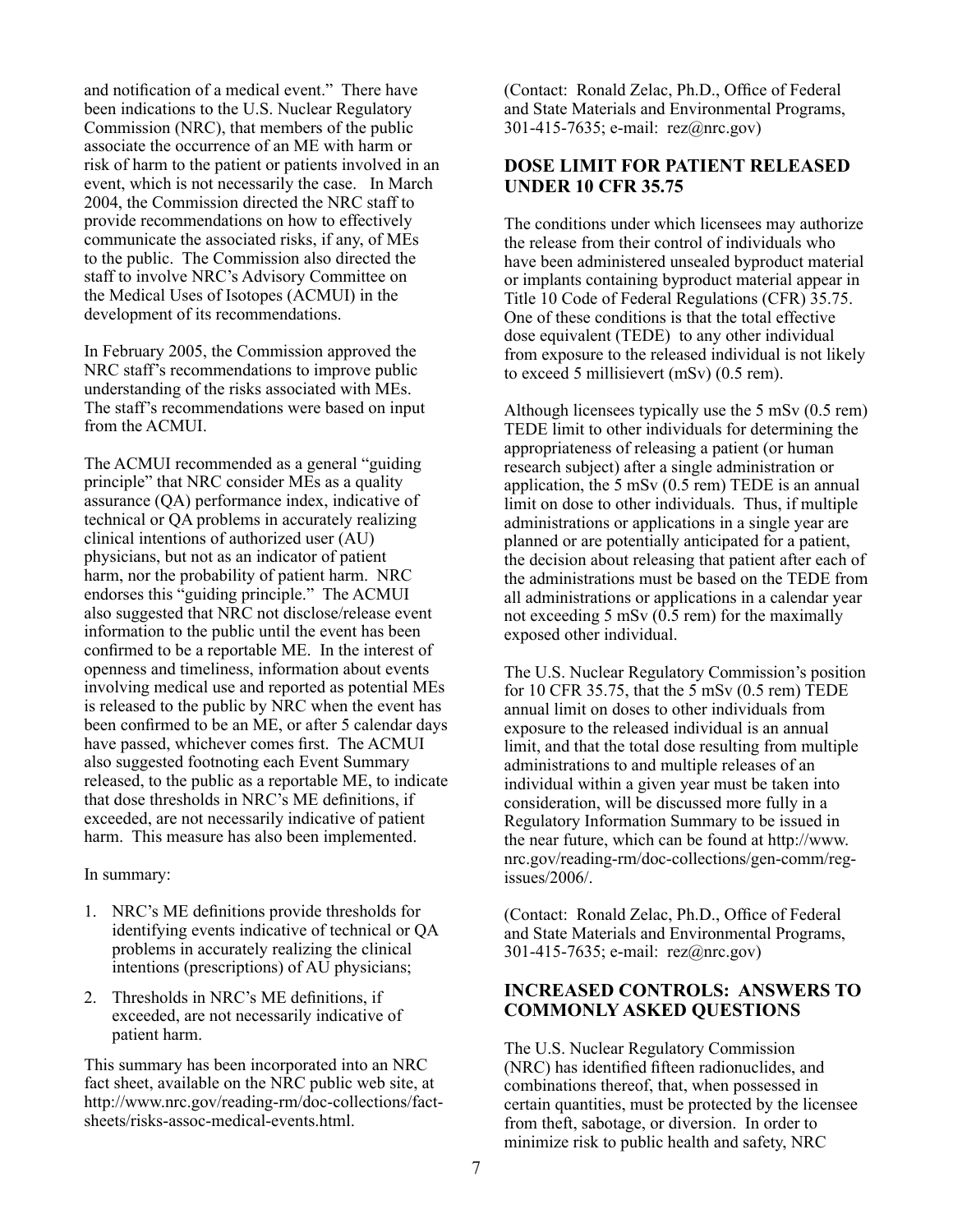and notification of a medical event." There have been indications to the U.S. Nuclear Regulatory Commission (NRC), that members of the public associate the occurrence of an ME with harm or risk of harm to the patient or patients involved in an event, which is not necessarily the case. In March 2004, the Commission directed the NRC staff to provide recommendations on how to effectively communicate the associated risks, if any, of MEs to the public. The Commission also directed the staff to involve NRC's Advisory Committee on the Medical Uses of Isotopes (ACMUI) in the development of its recommendations.

In February 2005, the Commission approved the NRC staff's recommendations to improve public understanding of the risks associated with MEs. The staff's recommendations were based on input from the ACMUI.

The ACMUI recommended as a general "guiding principle" that NRC consider MEs as a quality assurance (QA) performance index, indicative of technical or QA problems in accurately realizing clinical intentions of authorized user (AU) physicians, but not as an indicator of patient harm, nor the probability of patient harm. NRC endorses this "guiding principle." The ACMUI also suggested that NRC not disclose/release event information to the public until the event has been confirmed to be a reportable ME. In the interest of openness and timeliness, information about events involving medical use and reported as potential MEs is released to the public by NRC when the event has been confirmed to be an ME, or after 5 calendar days have passed, whichever comes first. The ACMUI also suggested footnoting each Event Summary released, to the public as a reportable ME, to indicate that dose thresholds in NRC's ME definitions, if exceeded, are not necessarily indicative of patient harm. This measure has also been implemented.

In summary:

1. NRC's ME definitions provide thresholds for identifying events indicative of technical or QA problems in accurately realizing the clinical intentions (prescriptions) of AU physicians;
2. Thresholds in NRC's ME definitions, if exceeded, are not necessarily indicative of patient harm.

This summary has been incorporated into an NRC fact sheet, available on the NRC public web site, at http://www.nrc.gov/reading-rm/doc-collections/fact-sheets/risks-assoc-medical-events.html.

(Contact: Ronald Zelac, Ph.D., Office of Federal and State Materials and Environmental Programs, 301-415-7635; e-mail: rez@nrc.gov)

## DOSE LIMIT FOR PATIENT RELEASED UNDER 10 CFR 35.75

The conditions under which licensees may authorize the release from their control of individuals who have been administered unsealed byproduct material or implants containing byproduct material appear in Title 10 Code of Federal Regulations (CFR) 35.75. One of these conditions is that the total effective dose equivalent (TEDE) to any other individual from exposure to the released individual is not likely to exceed 5 millisievert (mSv) (0.5 rem).

Although licensees typically use the 5 mSv (0.5 rem) TEDE limit to other individuals for determining the appropriateness of releasing a patient (or human research subject) after a single administration or application, the 5 mSv (0.5 rem) TEDE is an annual limit on dose to other individuals. Thus, if multiple administrations or applications in a single year are planned or are potentially anticipated for a patient, the decision about releasing that patient after each of the administrations must be based on the TEDE from all administrations or applications in a calendar year not exceeding 5 mSv (0.5 rem) for the maximally exposed other individual.

The U.S. Nuclear Regulatory Commission's position for 10 CFR 35.75, that the 5 mSv (0.5 rem) TEDE annual limit on doses to other individuals from exposure to the released individual is an annual limit, and that the total dose resulting from multiple administrations to and multiple releases of an individual within a given year must be taken into consideration, will be discussed more fully in a Regulatory Information Summary to be issued in the near future, which can be found at http://www.nrc.gov/reading-rm/doc-collections/gen-comm/reg-issues/2006/.

(Contact: Ronald Zelac, Ph.D., Office of Federal and State Materials and Environmental Programs, 301-415-7635; e-mail: rez@nrc.gov)

## INCREASED CONTROLS: ANSWERS TO COMMONLY ASKED QUESTIONS

The U.S. Nuclear Regulatory Commission (NRC) has identified fifteen radionuclides, and combinations thereof, that, when possessed in certain quantities, must be protected by the licensee from theft, sabotage, or diversion. In order to minimize risk to public health and safety, NRC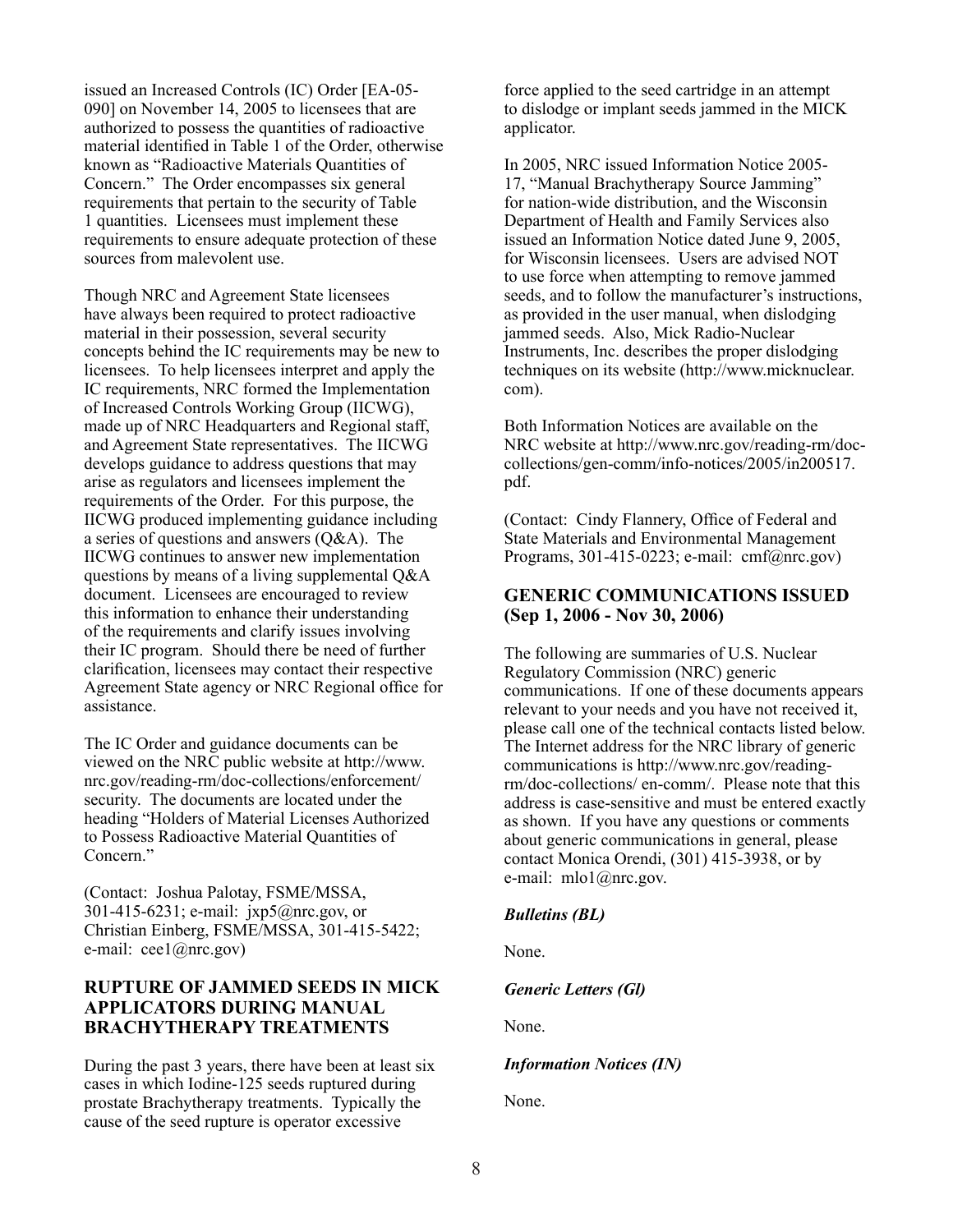issued an Increased Controls (IC) Order [EA-05-090] on November 14, 2005 to licensees that are authorized to possess the quantities of radioactive material identified in Table 1 of the Order, otherwise known as "Radioactive Materials Quantities of Concern." The Order encompasses six general requirements that pertain to the security of Table 1 quantities. Licensees must implement these requirements to ensure adequate protection of these sources from malevolent use.

Though NRC and Agreement State licensees have always been required to protect radioactive material in their possession, several security concepts behind the IC requirements may be new to licensees. To help licensees interpret and apply the IC requirements, NRC formed the Implementation of Increased Controls Working Group (IICWG), made up of NRC Headquarters and Regional staff, and Agreement State representatives. The IICWG develops guidance to address questions that may arise as regulators and licensees implement the requirements of the Order. For this purpose, the IICWG produced implementing guidance including a series of questions and answers (Q&A). The IICWG continues to answer new implementation questions by means of a living supplemental Q&A document. Licensees are encouraged to review this information to enhance their understanding of the requirements and clarify issues involving their IC program. Should there be need of further clarification, licensees may contact their respective Agreement State agency or NRC Regional office for assistance.

The IC Order and guidance documents can be viewed on the NRC public website at http://www.nrc.gov/reading-rm/doc-collections/enforcement/security. The documents are located under the heading "Holders of Material Licenses Authorized to Possess Radioactive Material Quantities of Concern."

(Contact: Joshua Palotay, FSME/MSSA, 301-415-6231; e-mail: jxp5@nrc.gov, or Christian Einberg, FSME/MSSA, 301-415-5422; e-mail: cee1@nrc.gov)

## RUPTURE OF JAMMED SEEDS IN MICK APPLICATORS DURING MANUAL BRACHYTHERAPY TREATMENTS

During the past 3 years, there have been at least six cases in which Iodine-125 seeds ruptured during prostate Brachytherapy treatments. Typically the cause of the seed rupture is operator excessive force applied to the seed cartridge in an attempt to dislodge or implant seeds jammed in the MICK applicator.

In 2005, NRC issued Information Notice 2005-17, "Manual Brachytherapy Source Jamming" for nation-wide distribution, and the Wisconsin Department of Health and Family Services also issued an Information Notice dated June 9, 2005, for Wisconsin licensees. Users are advised NOT to use force when attempting to remove jammed seeds, and to follow the manufacturer's instructions, as provided in the user manual, when dislodging jammed seeds. Also, Mick Radio-Nuclear Instruments, Inc. describes the proper dislodging techniques on its website (http://www.micknuclear.com).

Both Information Notices are available on the NRC website at http://www.nrc.gov/reading-rm/doc-collections/gen-comm/info-notices/2005/in200517.pdf.

(Contact: Cindy Flannery, Office of Federal and State Materials and Environmental Management Programs, 301-415-0223; e-mail: cmf@nrc.gov)

## GENERIC COMMUNICATIONS ISSUED (Sep 1, 2006 - Nov 30, 2006)

The following are summaries of U.S. Nuclear Regulatory Commission (NRC) generic communications. If one of these documents appears relevant to your needs and you have not received it, please call one of the technical contacts listed below. The Internet address for the NRC library of generic communications is http://www.nrc.gov/reading-rm/doc-collections/ en-comm/. Please note that this address is case-sensitive and must be entered exactly as shown. If you have any questions or comments about generic communications in general, please contact Monica Orendi, (301) 415-3938, or by e-mail: mlo1@nrc.gov.

***Bulletins (BL)***

None.

***Generic Letters (Gl)***

None.

***Information Notices (IN)***

None.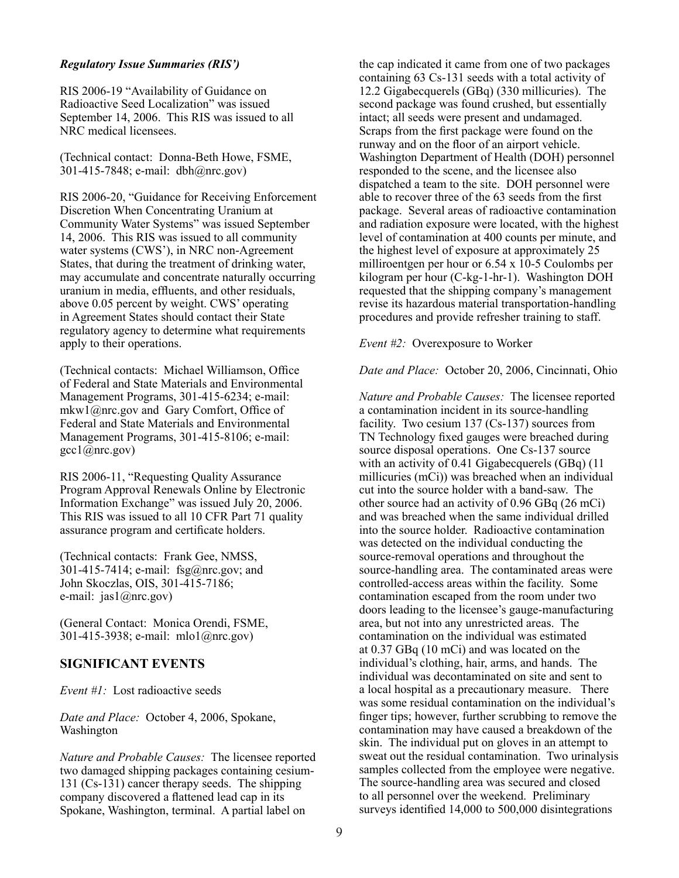### *Regulatory Issue Summaries (RIS')*

RIS 2006-19 "Availability of Guidance on Radioactive Seed Localization" was issued September 14, 2006. This RIS was issued to all NRC medical licensees.

(Technical contact: Donna-Beth Howe, FSME, 301-415-7848; e-mail: dbh@nrc.gov)

RIS 2006-20, "Guidance for Receiving Enforcement Discretion When Concentrating Uranium at Community Water Systems" was issued September 14, 2006. This RIS was issued to all community water systems (CWS'), in NRC non-Agreement States, that during the treatment of drinking water, may accumulate and concentrate naturally occurring uranium in media, effluents, and other residuals, above 0.05 percent by weight. CWS' operating in Agreement States should contact their State regulatory agency to determine what requirements apply to their operations.

(Technical contacts: Michael Williamson, Office of Federal and State Materials and Environmental Management Programs, 301-415-6234; e-mail: mkw1@nrc.gov and Gary Comfort, Office of Federal and State Materials and Environmental Management Programs, 301-415-8106; e-mail: gcc1@nrc.gov)

RIS 2006-11, "Requesting Quality Assurance Program Approval Renewals Online by Electronic Information Exchange" was issued July 20, 2006. This RIS was issued to all 10 CFR Part 71 quality assurance program and certificate holders.

(Technical contacts: Frank Gee, NMSS, 301-415-7414; e-mail: fsg@nrc.gov; and John Skoczlas, OIS, 301-415-7186; e-mail: jas1@nrc.gov)

(General Contact: Monica Orendi, FSME, 301-415-3938; e-mail: mlo1@nrc.gov)

## SIGNIFICANT EVENTS

*Event #1:* Lost radioactive seeds

*Date and Place:* October 4, 2006, Spokane, Washington

*Nature and Probable Causes:* The licensee reported two damaged shipping packages containing cesium-131 (Cs-131) cancer therapy seeds. The shipping company discovered a flattened lead cap in its Spokane, Washington, terminal. A partial label on the cap indicated it came from one of two packages containing 63 Cs-131 seeds with a total activity of 12.2 Gigabecquerels (GBq) (330 millicuries). The second package was found crushed, but essentially intact; all seeds were present and undamaged. Scraps from the first package were found on the runway and on the floor of an airport vehicle. Washington Department of Health (DOH) personnel responded to the scene, and the licensee also dispatched a team to the site. DOH personnel were able to recover three of the 63 seeds from the first package. Several areas of radioactive contamination and radiation exposure were located, with the highest level of contamination at 400 counts per minute, and the highest level of exposure at approximately 25 milliroentgen per hour or 6.54 x 10-5 Coulombs per kilogram per hour (C-kg-1-hr-1). Washington DOH requested that the shipping company's management revise its hazardous material transportation-handling procedures and provide refresher training to staff.

*Event #2:* Overexposure to Worker

*Date and Place:* October 20, 2006, Cincinnati, Ohio

*Nature and Probable Causes:* The licensee reported a contamination incident in its source-handling facility. Two cesium 137 (Cs-137) sources from TN Technology fixed gauges were breached during source disposal operations. One Cs-137 source with an activity of 0.41 Gigabecquerels (GBq) (11 millicuries (mCi)) was breached when an individual cut into the source holder with a band-saw. The other source had an activity of 0.96 GBq (26 mCi) and was breached when the same individual drilled into the source holder. Radioactive contamination was detected on the individual conducting the source-removal operations and throughout the source-handling area. The contaminated areas were controlled-access areas within the facility. Some contamination escaped from the room under two doors leading to the licensee's gauge-manufacturing area, but not into any unrestricted areas. The contamination on the individual was estimated at 0.37 GBq (10 mCi) and was located on the individual's clothing, hair, arms, and hands. The individual was decontaminated on site and sent to a local hospital as a precautionary measure. There was some residual contamination on the individual's finger tips; however, further scrubbing to remove the contamination may have caused a breakdown of the skin. The individual put on gloves in an attempt to sweat out the residual contamination. Two urinalysis samples collected from the employee were negative. The source-handling area was secured and closed to all personnel over the weekend. Preliminary surveys identified 14,000 to 500,000 disintegrations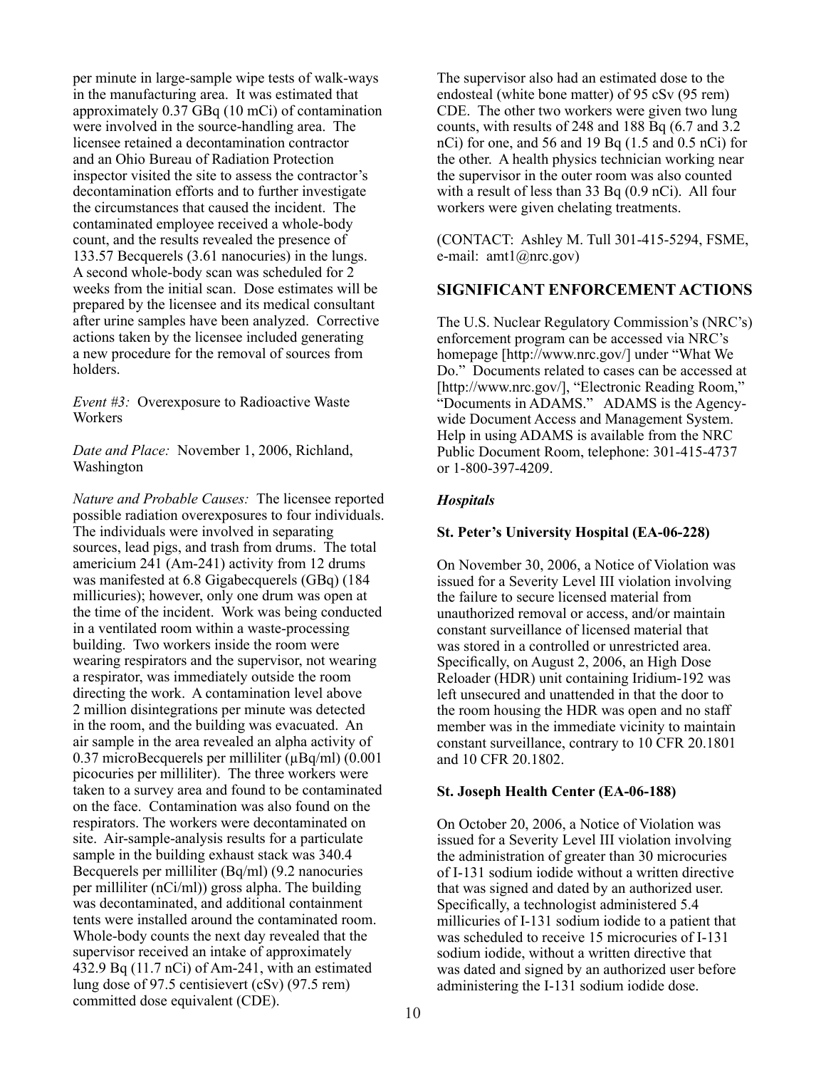per minute in large-sample wipe tests of walk-ways in the manufacturing area. It was estimated that approximately 0.37 GBq (10 mCi) of contamination were involved in the source-handling area. The licensee retained a decontamination contractor and an Ohio Bureau of Radiation Protection inspector visited the site to assess the contractor's decontamination efforts and to further investigate the circumstances that caused the incident. The contaminated employee received a whole-body count, and the results revealed the presence of 133.57 Becquerels (3.61 nanocuries) in the lungs. A second whole-body scan was scheduled for 2 weeks from the initial scan. Dose estimates will be prepared by the licensee and its medical consultant after urine samples have been analyzed. Corrective actions taken by the licensee included generating a new procedure for the removal of sources from holders.

*Event #3:* Overexposure to Radioactive Waste Workers

*Date and Place:* November 1, 2006, Richland, Washington

*Nature and Probable Causes:* The licensee reported possible radiation overexposures to four individuals. The individuals were involved in separating sources, lead pigs, and trash from drums. The total americium 241 (Am-241) activity from 12 drums was manifested at 6.8 Gigabecquerels (GBq) (184 millicuries); however, only one drum was open at the time of the incident. Work was being conducted in a ventilated room within a waste-processing building. Two workers inside the room were wearing respirators and the supervisor, not wearing a respirator, was immediately outside the room directing the work. A contamination level above 2 million disintegrations per minute was detected in the room, and the building was evacuated. An air sample in the area revealed an alpha activity of 0.37 microBecquerels per milliliter (µBq/ml) (0.001 picocuries per milliliter). The three workers were taken to a survey area and found to be contaminated on the face. Contamination was also found on the respirators. The workers were decontaminated on site. Air-sample-analysis results for a particulate sample in the building exhaust stack was 340.4 Becquerels per milliliter (Bq/ml) (9.2 nanocuries per milliliter (nCi/ml)) gross alpha. The building was decontaminated, and additional containment tents were installed around the contaminated room. Whole-body counts the next day revealed that the supervisor received an intake of approximately 432.9 Bq (11.7 nCi) of Am-241, with an estimated lung dose of 97.5 centisievert (cSv) (97.5 rem) committed dose equivalent (CDE).

The supervisor also had an estimated dose to the endosteal (white bone matter) of 95 cSv (95 rem) CDE. The other two workers were given two lung counts, with results of 248 and 188 Bq (6.7 and 3.2 nCi) for one, and 56 and 19 Bq (1.5 and 0.5 nCi) for the other. A health physics technician working near the supervisor in the outer room was also counted with a result of less than 33 Bq (0.9 nCi). All four workers were given chelating treatments.

(CONTACT: Ashley M. Tull 301-415-5294, FSME, e-mail: amt1@nrc.gov)

## SIGNIFICANT ENFORCEMENT ACTIONS

The U.S. Nuclear Regulatory Commission's (NRC's) enforcement program can be accessed via NRC's homepage [http://www.nrc.gov/] under "What We Do." Documents related to cases can be accessed at [http://www.nrc.gov/], "Electronic Reading Room," "Documents in ADAMS." ADAMS is the Agency-wide Document Access and Management System. Help in using ADAMS is available from the NRC Public Document Room, telephone: 301-415-4737 or 1-800-397-4209.

### *Hospitals*

**St. Peter's University Hospital (EA-06-228)**

On November 30, 2006, a Notice of Violation was issued for a Severity Level III violation involving the failure to secure licensed material from unauthorized removal or access, and/or maintain constant surveillance of licensed material that was stored in a controlled or unrestricted area. Specifically, on August 2, 2006, an High Dose Reloader (HDR) unit containing Iridium-192 was left unsecured and unattended in that the door to the room housing the HDR was open and no staff member was in the immediate vicinity to maintain constant surveillance, contrary to 10 CFR 20.1801 and 10 CFR 20.1802.

**St. Joseph Health Center (EA-06-188)**

On October 20, 2006, a Notice of Violation was issued for a Severity Level III violation involving the administration of greater than 30 microcuries of I-131 sodium iodide without a written directive that was signed and dated by an authorized user. Specifically, a technologist administered 5.4 millicuries of I-131 sodium iodide to a patient that was scheduled to receive 15 microcuries of I-131 sodium iodide, without a written directive that was dated and signed by an authorized user before administering the I-131 sodium iodide dose.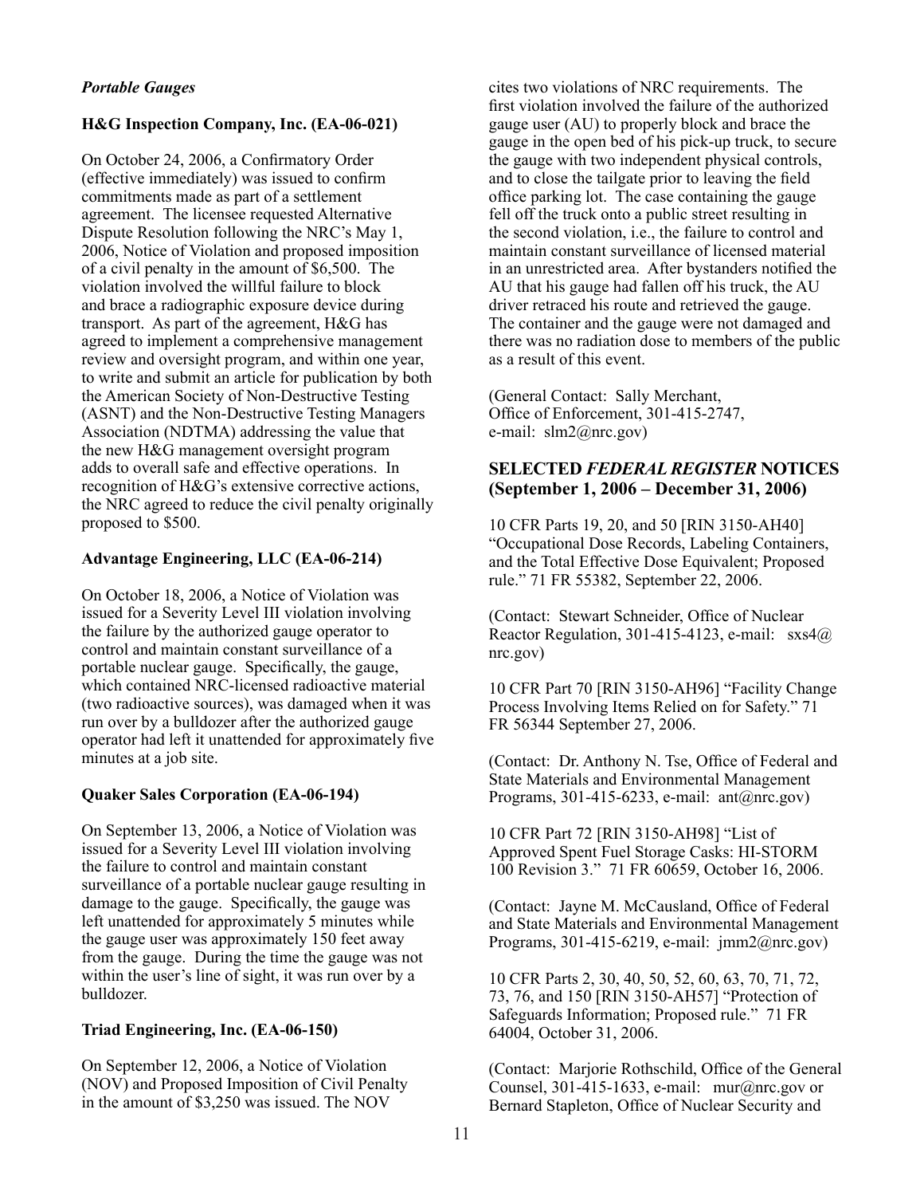### *Portable Gauges*

**H&G Inspection Company, Inc. (EA-06-021)**

On October 24, 2006, a Confirmatory Order (effective immediately) was issued to confirm commitments made as part of a settlement agreement. The licensee requested Alternative Dispute Resolution following the NRC's May 1, 2006, Notice of Violation and proposed imposition of a civil penalty in the amount of $6,500. The violation involved the willful failure to block and brace a radiographic exposure device during transport. As part of the agreement, H&G has agreed to implement a comprehensive management review and oversight program, and within one year, to write and submit an article for publication by both the American Society of Non-Destructive Testing (ASNT) and the Non-Destructive Testing Managers Association (NDTMA) addressing the value that the new H&G management oversight program adds to overall safe and effective operations. In recognition of H&G's extensive corrective actions, the NRC agreed to reduce the civil penalty originally proposed to $500.

**Advantage Engineering, LLC (EA-06-214)**

On October 18, 2006, a Notice of Violation was issued for a Severity Level III violation involving the failure by the authorized gauge operator to control and maintain constant surveillance of a portable nuclear gauge. Specifically, the gauge, which contained NRC-licensed radioactive material (two radioactive sources), was damaged when it was run over by a bulldozer after the authorized gauge operator had left it unattended for approximately five minutes at a job site.

**Quaker Sales Corporation (EA-06-194)**

On September 13, 2006, a Notice of Violation was issued for a Severity Level III violation involving the failure to control and maintain constant surveillance of a portable nuclear gauge resulting in damage to the gauge. Specifically, the gauge was left unattended for approximately 5 minutes while the gauge user was approximately 150 feet away from the gauge. During the time the gauge was not within the user's line of sight, it was run over by a bulldozer.

**Triad Engineering, Inc. (EA-06-150)**

On September 12, 2006, a Notice of Violation (NOV) and Proposed Imposition of Civil Penalty in the amount of $3,250 was issued. The NOV cites two violations of NRC requirements. The first violation involved the failure of the authorized gauge user (AU) to properly block and brace the gauge in the open bed of his pick-up truck, to secure the gauge with two independent physical controls, and to close the tailgate prior to leaving the field office parking lot. The case containing the gauge fell off the truck onto a public street resulting in the second violation, i.e., the failure to control and maintain constant surveillance of licensed material in an unrestricted area. After bystanders notified the AU that his gauge had fallen off his truck, the AU driver retraced his route and retrieved the gauge. The container and the gauge were not damaged and there was no radiation dose to members of the public as a result of this event.

(General Contact: Sally Merchant, Office of Enforcement, 301-415-2747, e-mail: slm2@nrc.gov)

## SELECTED *FEDERAL REGISTER* NOTICES (September 1, 2006 – December 31, 2006)

10 CFR Parts 19, 20, and 50 [RIN 3150-AH40] "Occupational Dose Records, Labeling Containers, and the Total Effective Dose Equivalent; Proposed rule." 71 FR 55382, September 22, 2006.

(Contact: Stewart Schneider, Office of Nuclear Reactor Regulation, 301-415-4123, e-mail: sxs4@nrc.gov)

10 CFR Part 70 [RIN 3150-AH96] "Facility Change Process Involving Items Relied on for Safety." 71 FR 56344 September 27, 2006.

(Contact: Dr. Anthony N. Tse, Office of Federal and State Materials and Environmental Management Programs, 301-415-6233, e-mail: ant@nrc.gov)

10 CFR Part 72 [RIN 3150-AH98] "List of Approved Spent Fuel Storage Casks: HI-STORM 100 Revision 3." 71 FR 60659, October 16, 2006.

(Contact: Jayne M. McCausland, Office of Federal and State Materials and Environmental Management Programs, 301-415-6219, e-mail: jmm2@nrc.gov)

10 CFR Parts 2, 30, 40, 50, 52, 60, 63, 70, 71, 72, 73, 76, and 150 [RIN 3150-AH57] "Protection of Safeguards Information; Proposed rule." 71 FR 64004, October 31, 2006.

(Contact: Marjorie Rothschild, Office of the General Counsel, 301-415-1633, e-mail: mur@nrc.gov or Bernard Stapleton, Office of Nuclear Security and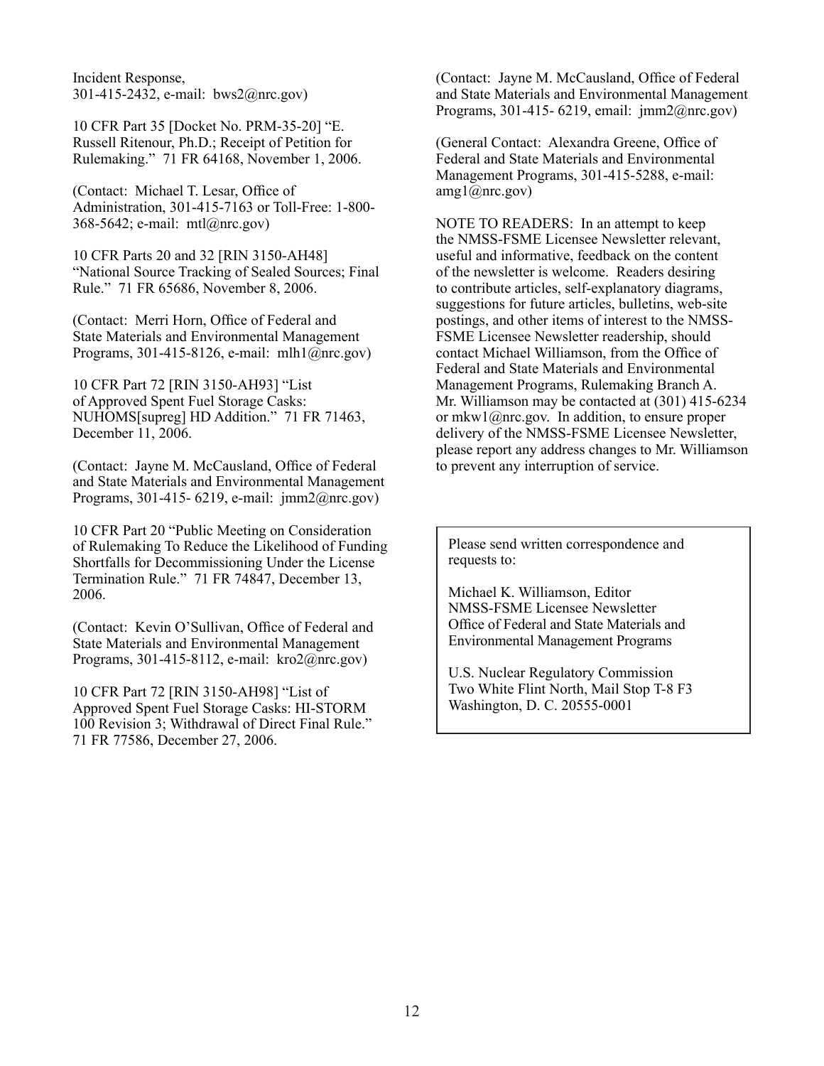Incident Response,
301-415-2432, e-mail: bws2@nrc.gov)

10 CFR Part 35 [Docket No. PRM-35-20] "E. Russell Ritenour, Ph.D.; Receipt of Petition for Rulemaking." 71 FR 64168, November 1, 2006.

(Contact: Michael T. Lesar, Office of Administration, 301-415-7163 or Toll-Free: 1-800-368-5642; e-mail: mtl@nrc.gov)

10 CFR Parts 20 and 32 [RIN 3150-AH48] "National Source Tracking of Sealed Sources; Final Rule." 71 FR 65686, November 8, 2006.

(Contact: Merri Horn, Office of Federal and State Materials and Environmental Management Programs, 301-415-8126, e-mail: mlh1@nrc.gov)

10 CFR Part 72 [RIN 3150-AH93] "List of Approved Spent Fuel Storage Casks: NUHOMS[supreg] HD Addition." 71 FR 71463, December 11, 2006.

(Contact: Jayne M. McCausland, Office of Federal and State Materials and Environmental Management Programs, 301-415- 6219, e-mail: jmm2@nrc.gov)

10 CFR Part 20 "Public Meeting on Consideration of Rulemaking To Reduce the Likelihood of Funding Shortfalls for Decommissioning Under the License Termination Rule." 71 FR 74847, December 13, 2006.

(Contact: Kevin O'Sullivan, Office of Federal and State Materials and Environmental Management Programs, 301-415-8112, e-mail: kro2@nrc.gov)

10 CFR Part 72 [RIN 3150-AH98] "List of Approved Spent Fuel Storage Casks: HI-STORM 100 Revision 3; Withdrawal of Direct Final Rule." 71 FR 77586, December 27, 2006.

(Contact: Jayne M. McCausland, Office of Federal and State Materials and Environmental Management Programs, 301-415- 6219, email: jmm2@nrc.gov)

(General Contact: Alexandra Greene, Office of Federal and State Materials and Environmental Management Programs, 301-415-5288, e-mail: amg1@nrc.gov)

NOTE TO READERS: In an attempt to keep the NMSS-FSME Licensee Newsletter relevant, useful and informative, feedback on the content of the newsletter is welcome. Readers desiring to contribute articles, self-explanatory diagrams, suggestions for future articles, bulletins, web-site postings, and other items of interest to the NMSS-FSME Licensee Newsletter readership, should contact Michael Williamson, from the Office of Federal and State Materials and Environmental Management Programs, Rulemaking Branch A. Mr. Williamson may be contacted at (301) 415-6234 or mkw1@nrc.gov. In addition, to ensure proper delivery of the NMSS-FSME Licensee Newsletter, please report any address changes to Mr. Williamson to prevent any interruption of service.

Please send written correspondence and requests to:

Michael K. Williamson, Editor
NMSS-FSME Licensee Newsletter
Office of Federal and State Materials and Environmental Management Programs

U.S. Nuclear Regulatory Commission
Two White Flint North, Mail Stop T-8 F3
Washington, D. C. 20555-0001